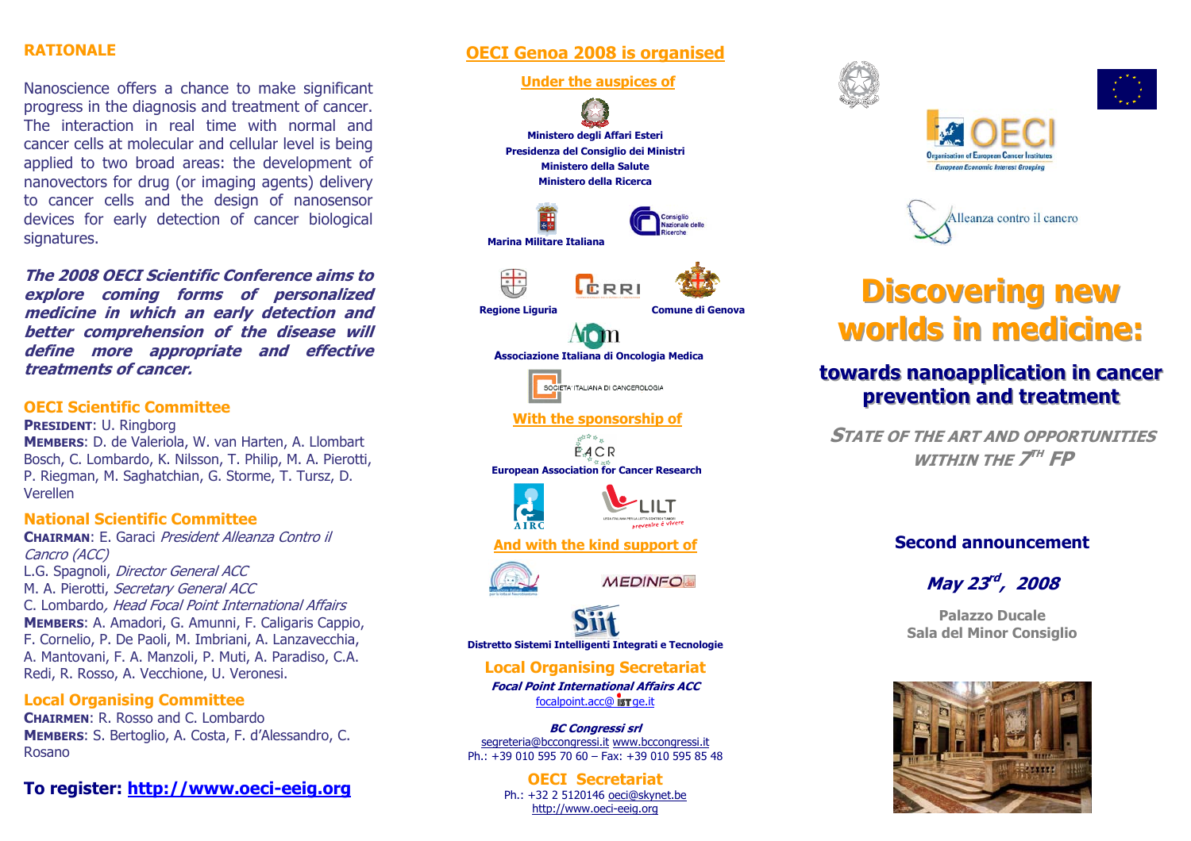## RATIONALE

Nanoscience offers a chance to make significant progress in the diagnosis and treatment of cancer. The interaction in real time with normal and cancer cells at molecular and cellular level is being applied to two broad areas: the development of nanovectors for drug (or imaging agents) delivery to cancer cells and the design of nanosensor devices for early detection of cancer biological signatures.

***The 2008 OECI Scientific Conference aims to explore coming forms of personalized medicine in which an early detection and better comprehension of the disease will define more appropriate and effective treatments of cancer.***

### OECI Scientific Committee

**PRESIDENT**: U. Ringborg
**MEMBERS**: D. de Valeriola, W. van Harten, A. Llombart Bosch, C. Lombardo, K. Nilsson, T. Philip, M. A. Pierotti, P. Riegman, M. Saghatchian, G. Storme, T. Tursz, D. Verellen

### National Scientific Committee

**CHAIRMAN**: E. Garaci *President Alleanza Contro il Cancro (ACC)*
L.G. Spagnoli, *Director General ACC*
M. A. Pierotti, *Secretary General ACC*
C. Lombardo*, Head Focal Point International Affairs*
**MEMBERS**: A. Amadori, G. Amunni, F. Caligaris Cappio, F. Cornelio, P. De Paoli, M. Imbriani, A. Lanzavecchia, A. Mantovani, F. A. Manzoli, P. Muti, A. Paradiso, C.A. Redi, R. Rosso, A. Vecchione, U. Veronesi.

### Local Organising Committee

**CHAIRMEN**: R. Rosso and C. Lombardo
**MEMBERS**: S. Bertoglio, A. Costa, F. d'Alessandro, C. Rosano

**To register: http://www.oeci-eeig.org**

## OECI Genoa 2008 is organised

### Under the auspices of

**Ministero degli Affari Esteri**
**Presidenza del Consiglio dei Ministri**
**Ministero della Salute**
**Ministero della Ricerca**

**Marina Militare Italiana**

Consiglio Nazionale delle Ricerche

**Regione Liguria**

CRRI

**Comune di Genova**

**Associazione Italiana di Oncologia Medica**

SOCIETA' ITALIANA DI CANCEROLOGIA

### With the sponsorship of

**European Association for Cancer Research**

AIRC

LILT

### And with the kind support of

MEDINFO

**Distretto Sistemi Intelligenti Integrati e Tecnologie**

### Local Organising Secretariat

***Focal Point International Affairs ACC***
focalpoint.acc@istge.it

***BC Congressi srl***
segreteria@bccongressi.it www.bccongressi.it
Ph.: +39 010 595 70 60 – Fax: +39 010 595 85 48

### OECI Secretariat

Ph.: +32 2 5120146 oeci@skynet.be
http://www.oeci-eeig.org

OECI
Organisation of European Cancer Institutes
European Economic Interest Grouping

Alleanza contro il cancro

# Discovering new worlds in medicine:

## towards nanoapplication in cancer prevention and treatment

***STATE OF THE ART AND OPPORTUNITIES WITHIN THE 7TH FP***

**Second announcement**

***May 23rd, 2008***

**Palazzo Ducale**
**Sala del Minor Consiglio**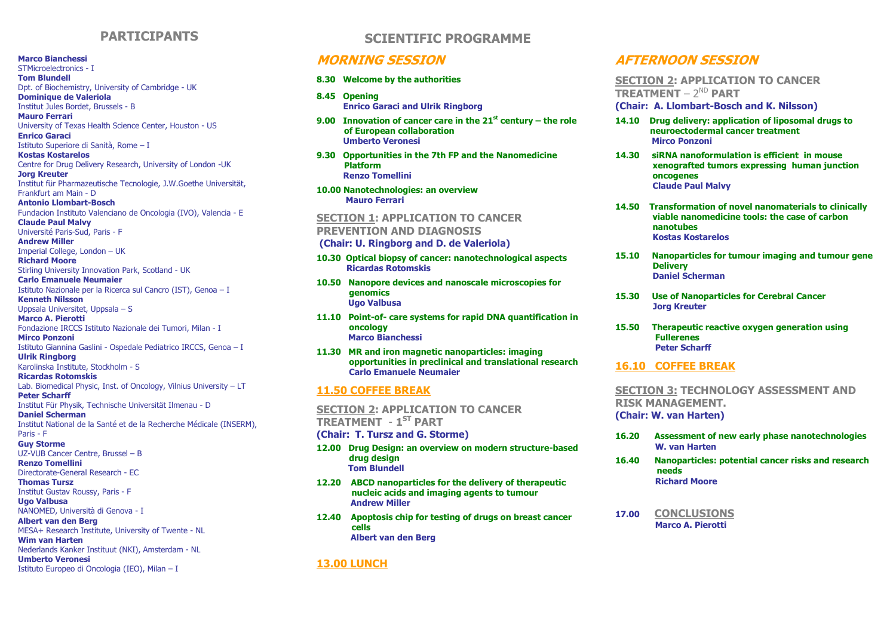## PARTICIPANTS

**Marco Bianchessi**
STMicroelectronics - I

**Tom Blundell**
Dpt. of Biochemistry, University of Cambridge - UK

**Dominique de Valeriola**
Institut Jules Bordet, Brussels - B

**Mauro Ferrari**
University of Texas Health Science Center, Houston - US

**Enrico Garaci**
Istituto Superiore di Sanità, Rome – I

**Kostas Kostarelos**
Centre for Drug Delivery Research, University of London -UK

**Jorg Kreuter**
Institut für Pharmazeutische Tecnologie, J.W.Goethe Universität, Frankfurt am Main - D

**Antonio Llombart-Bosch**
Fundacion Instituto Valenciano de Oncologia (IVO), Valencia - E

**Claude Paul Malvy**
Université Paris-Sud, Paris - F

**Andrew Miller**
Imperial College, London – UK

**Richard Moore**
Stirling University Innovation Park, Scotland - UK

**Carlo Emanuele Neumaier**
Istituto Nazionale per la Ricerca sul Cancro (IST), Genoa – I

**Kenneth Nilsson**
Uppsala Universitet, Uppsala – S

**Marco A. Pierotti**
Fondazione IRCCS Istituto Nazionale dei Tumori, Milan - I

**Mirco Ponzoni**
Istituto Giannina Gaslini - Ospedale Pediatrico IRCCS, Genoa – I

**Ulrik Ringborg**
Karolinska Institute, Stockholm - S

**Ricardas Rotomskis**
Lab. Biomedical Physic, Inst. of Oncology, Vilnius University – LT

**Peter Scharff**
Institut Für Physik, Technische Universität Ilmenau - D

**Daniel Scherman**
Institut National de la Santé et de la Recherche Médicale (INSERM), Paris - F

**Guy Storme**
UZ-VUB Cancer Centre, Brussel – B

**Renzo Tomellini**
Directorate-General Research - EC

**Thomas Tursz**
Institut Gustav Roussy, Paris - F

**Ugo Valbusa**
NANOMED, Università di Genova - I

**Albert van den Berg**
MESA+ Research Institute, University of Twente - NL

**Wim van Harten**
Nederlands Kanker Instituut (NKI), Amsterdam - NL

**Umberto Veronesi**
Istituto Europeo di Oncologia (IEO), Milan – I

## SCIENTIFIC PROGRAMME

### *MORNING SESSION*

**8.30 Welcome by the authorities**

**8.45 Opening**
**Enrico Garaci and Ulrik Ringborg**

**9.00 Innovation of cancer care in the 21st century – the role of European collaboration**
**Umberto Veronesi**

**9.30 Opportunities in the 7th FP and the Nanomedicine Platform**
**Renzo Tomellini**

**10.00 Nanotechnologies: an overview**
**Mauro Ferrari**

**SECTION 1: APPLICATION TO CANCER PREVENTION AND DIAGNOSIS**
**(Chair: U. Ringborg and D. de Valeriola)**

**10.30 Optical biopsy of cancer: nanotechnological aspects**
**Ricardas Rotomskis**

**10.50 Nanopore devices and nanoscale microscopies for genomics**
**Ugo Valbusa**

**11.10 Point-of- care systems for rapid DNA quantification in oncology**
**Marco Bianchessi**

**11.30 MR and iron magnetic nanoparticles: imaging opportunities in preclinical and translational research**
**Carlo Emanuele Neumaier**

**11.50 COFFEE BREAK**

**SECTION 2: APPLICATION TO CANCER TREATMENT - 1ST PART**
**(Chair: T. Tursz and G. Storme)**

**12.00 Drug Design: an overview on modern structure-based drug design**
**Tom Blundell**

**12.20 ABCD nanoparticles for the delivery of therapeutic nucleic acids and imaging agents to tumour**
**Andrew Miller**

**12.40 Apoptosis chip for testing of drugs on breast cancer cells**
**Albert van den Berg**

**13.00 LUNCH**

### *AFTERNOON SESSION*

**SECTION 2: APPLICATION TO CANCER TREATMENT – 2ND PART**
**(Chair: A. Llombart-Bosch and K. Nilsson)**

**14.10 Drug delivery: application of liposomal drugs to neuroectodermal cancer treatment**
**Mirco Ponzoni**

**14.30 siRNA nanoformulation is efficient in mouse xenografted tumors expressing human junction oncogenes**
**Claude Paul Malvy**

**14.50 Transformation of novel nanomaterials to clinically viable nanomedicine tools: the case of carbon nanotubes**
**Kostas Kostarelos**

**15.10 Nanoparticles for tumour imaging and tumour gene Delivery**
**Daniel Scherman**

**15.30 Use of Nanoparticles for Cerebral Cancer**
**Jorg Kreuter**

**15.50 Therapeutic reactive oxygen generation using Fullerenes**
**Peter Scharff**

**16.10 COFFEE BREAK**

**SECTION 3: TECHNOLOGY ASSESSMENT AND RISK MANAGEMENT.**
**(Chair: W. van Harten)**

**16.20 Assessment of new early phase nanotechnologies**
**W. van Harten**

**16.40 Nanoparticles: potential cancer risks and research needs**
**Richard Moore**

**17.00 CONCLUSIONS**
**Marco A. Pierotti**